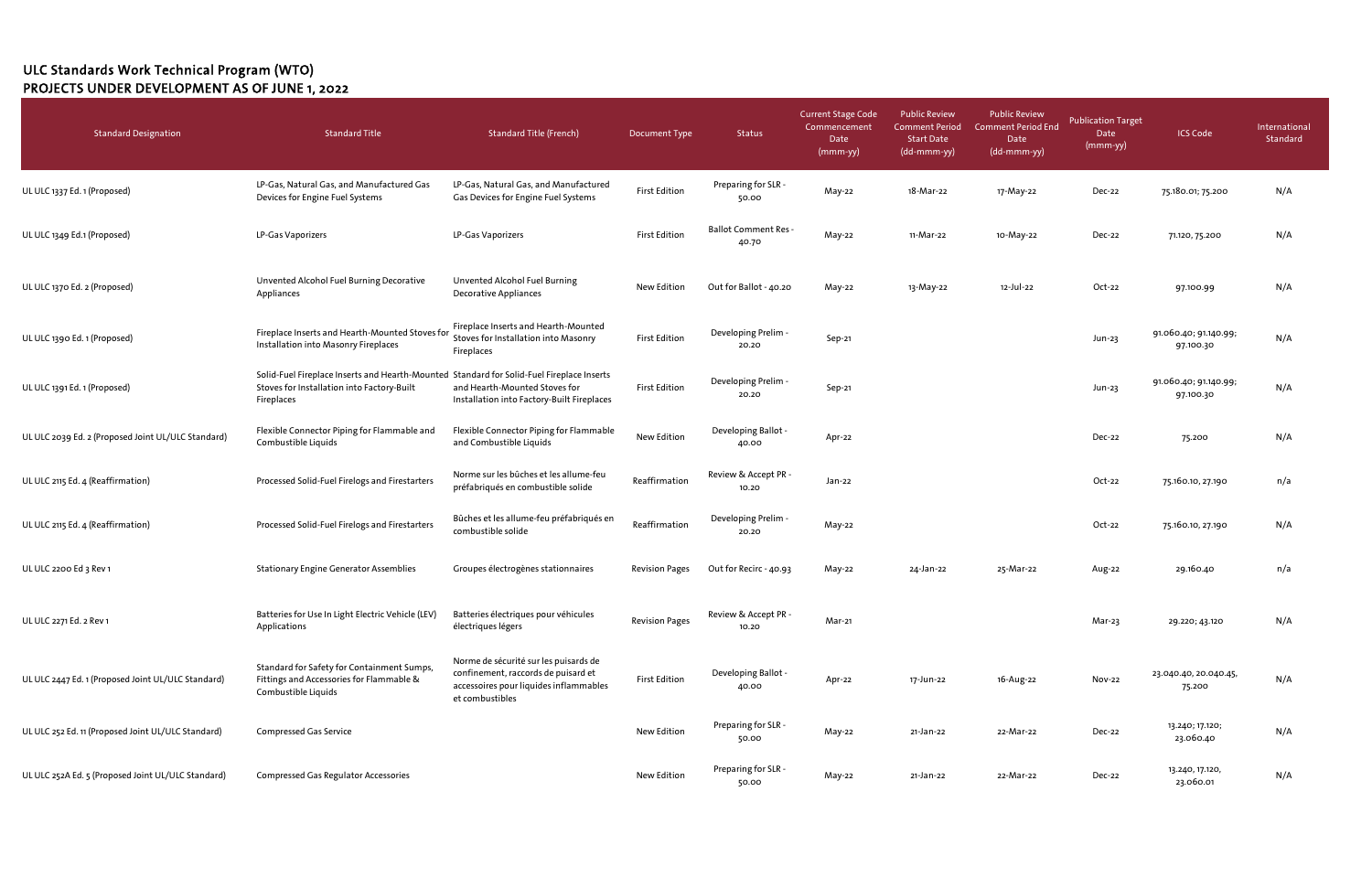# ULC Standards Work Technical Program (WTO)
## PROJECTS UNDER DEVELOPMENT AS OF JUNE 1, 2022

| Standard Designation | Standard Title | Standard Title (French) | Document Type | Status | Current Stage Code Commencement Date (mmm-yy) | Public Review Comment Period Start Date (dd-mmm-yy) | Public Review Comment Period End Date (dd-mmm-yy) | Publication Target Date (mmm-yy) | ICS Code | International Standard |
|---|---|---|---|---|---|---|---|---|---|---|
| UL ULC 1337 Ed. 1 (Proposed) | LP-Gas, Natural Gas, and Manufactured Gas Devices for Engine Fuel Systems | LP-Gas, Natural Gas, and Manufactured Gas Devices for Engine Fuel Systems | First Edition | Preparing for SLR - 50.00 | May-22 | 18-Mar-22 | 17-May-22 | Dec-22 | 75.180.01; 75.200 | N/A |
| UL ULC 1349 Ed.1 (Proposed) | LP-Gas Vaporizers | LP-Gas Vaporizers | First Edition | Ballot Comment Res - 40.70 | May-22 | 11-Mar-22 | 10-May-22 | Dec-22 | 71.120, 75.200 | N/A |
| UL ULC 1370 Ed. 2 (Proposed) | Unvented Alcohol Fuel Burning Decorative Appliances | Unvented Alcohol Fuel Burning Decorative Appliances | New Edition | Out for Ballot - 40.20 | May-22 | 13-May-22 | 12-Jul-22 | Oct-22 | 97.100.99 | N/A |
| UL ULC 1390 Ed. 1 (Proposed) | Fireplace Inserts and Hearth-Mounted Stoves for Installation into Masonry Fireplaces | Fireplace Inserts and Hearth-Mounted Stoves for Installation into Masonry Fireplaces | First Edition | Developing Prelim - 20.20 | Sep-21 | | | Jun-23 | 91.060.40; 91.140.99; 97.100.30 | N/A |
| UL ULC 1391 Ed. 1 (Proposed) | Solid-Fuel Fireplace Inserts and Hearth-Mounted Stoves for Installation into Factory-Built Fireplaces | Standard for Solid-Fuel Fireplace Inserts and Hearth-Mounted Stoves for Installation into Factory-Built Fireplaces | First Edition | Developing Prelim - 20.20 | Sep-21 | | | Jun-23 | 91.060.40; 91.140.99; 97.100.30 | N/A |
| UL ULC 2039 Ed. 2 (Proposed Joint UL/ULC Standard) | Flexible Connector Piping for Flammable and Combustible Liquids | Flexible Connector Piping for Flammable and Combustible Liquids | New Edition | Developing Ballot - 40.00 | Apr-22 | | | Dec-22 | 75.200 | N/A |
| UL ULC 2115 Ed. 4 (Reaffirmation) | Processed Solid-Fuel Firelogs and Firestarters | Norme sur les bûches et les allume-feu préfabriqués en combustible solide | Reaffirmation | Review & Accept PR - 10.20 | Jan-22 | | | Oct-22 | 75.160.10, 27.190 | n/a |
| UL ULC 2115 Ed. 4 (Reaffirmation) | Processed Solid-Fuel Firelogs and Firestarters | Bûches et les allume-feu préfabriqués en combustible solide | Reaffirmation | Developing Prelim - 20.20 | May-22 | | | Oct-22 | 75.160.10, 27.190 | N/A |
| UL ULC 2200 Ed 3 Rev 1 | Stationary Engine Generator Assemblies | Groupes électrogènes stationnaires | Revision Pages | Out for Recirc - 40.93 | May-22 | 24-Jan-22 | 25-Mar-22 | Aug-22 | 29.160.40 | n/a |
| UL ULC 2271 Ed. 2 Rev 1 | Batteries for Use In Light Electric Vehicle (LEV) Applications | Batteries électriques pour véhicules électriques légers | Revision Pages | Review & Accept PR - 10.20 | Mar-21 | | | Mar-23 | 29.220; 43.120 | N/A |
| UL ULC 2447 Ed. 1 (Proposed Joint UL/ULC Standard) | Standard for Safety for Containment Sumps, Fittings and Accessories for Flammable & Combustible Liquids | Norme de sécurité sur les puisards de confinement, raccords de puisard et accessoires pour liquides inflammables et combustibles | First Edition | Developing Ballot - 40.00 | Apr-22 | 17-Jun-22 | 16-Aug-22 | Nov-22 | 23.040.40, 20.040.45, 75.200 | N/A |
| UL ULC 252 Ed. 11 (Proposed Joint UL/ULC Standard) | Compressed Gas Service | | New Edition | Preparing for SLR - 50.00 | May-22 | 21-Jan-22 | 22-Mar-22 | Dec-22 | 13.240; 17.120; 23.060.40 | N/A |
| UL ULC 252A Ed. 5 (Proposed Joint UL/ULC Standard) | Compressed Gas Regulator Accessories | | New Edition | Preparing for SLR - 50.00 | May-22 | 21-Jan-22 | 22-Mar-22 | Dec-22 | 13.240, 17.120, 23.060.01 | N/A |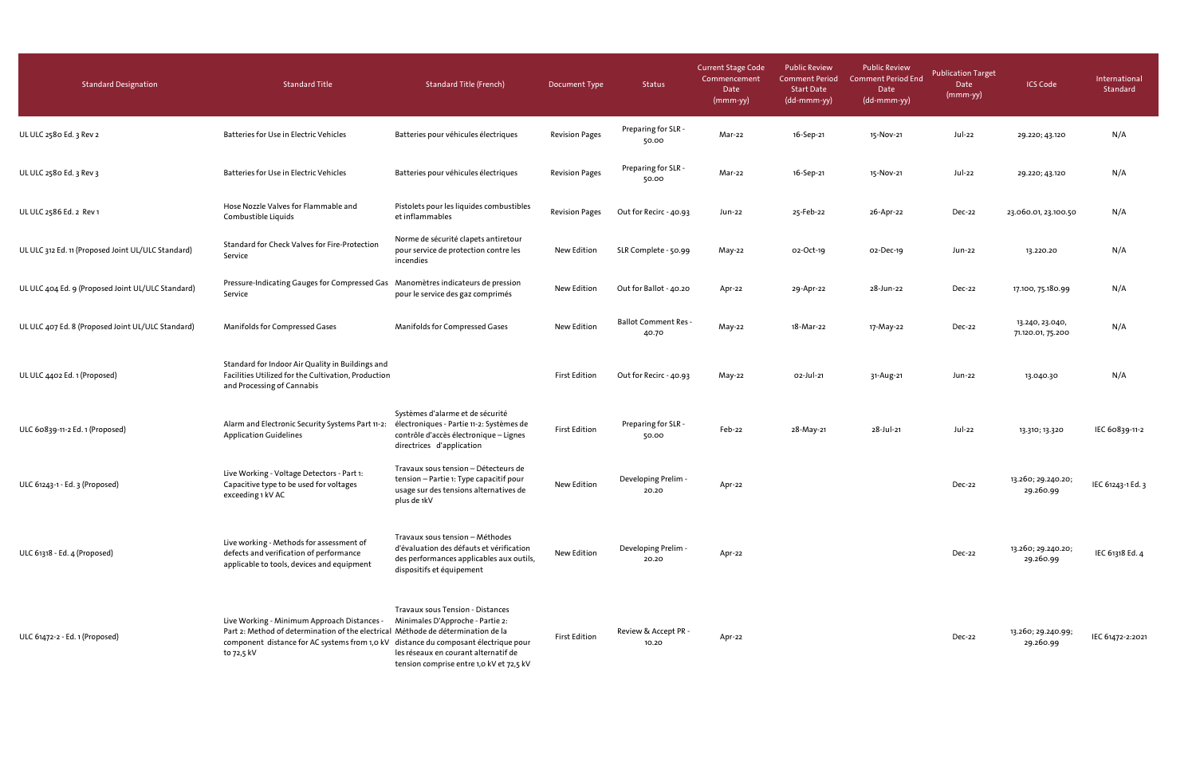| Standard Designation | Standard Title | Standard Title (French) | Document Type | Status | Current Stage Code Commencement Date (mmm-yy) | Public Review Comment Period Start Date (dd-mmm-yy) | Public Review Comment Period End Date (dd-mmm-yy) | Publication Target Date (mmm-yy) | ICS Code | International Standard |
|---|---|---|---|---|---|---|---|---|---|---|
| UL ULC 2580 Ed. 3 Rev 2 | Batteries for Use in Electric Vehicles | Batteries pour véhicules électriques | Revision Pages | Preparing for SLR - 50.00 | Mar-22 | 16-Sep-21 | 15-Nov-21 | Jul-22 | 29.220; 43.120 | N/A |
| UL ULC 2580 Ed. 3 Rev 3 | Batteries for Use in Electric Vehicles | Batteries pour véhicules électriques | Revision Pages | Preparing for SLR - 50.00 | Mar-22 | 16-Sep-21 | 15-Nov-21 | Jul-22 | 29.220; 43.120 | N/A |
| UL ULC 2586 Ed. 2 Rev 1 | Hose Nozzle Valves for Flammable and Combustible Liquids | Pistolets pour les liquides combustibles et inflammables | Revision Pages | Out for Recirc - 40.93 | Jun-22 | 25-Feb-22 | 26-Apr-22 | Dec-22 | 23.060.01, 23.100.50 | N/A |
| UL ULC 312 Ed. 11 (Proposed Joint UL/ULC Standard) | Standard for Check Valves for Fire-Protection Service | Norme de sécurité clapets antiretour pour service de protection contre les incendies | New Edition | SLR Complete - 50.99 | May-22 | 02-Oct-19 | 02-Dec-19 | Jun-22 | 13.220.20 | N/A |
| UL ULC 404 Ed. 9 (Proposed Joint UL/ULC Standard) | Pressure-Indicating Gauges for Compressed Gas Service | Manomètres indicateurs de pression pour le service des gaz comprimés | New Edition | Out for Ballot - 40.20 | Apr-22 | 29-Apr-22 | 28-Jun-22 | Dec-22 | 17.100, 75.180.99 | N/A |
| UL ULC 407 Ed. 8 (Proposed Joint UL/ULC Standard) | Manifolds for Compressed Gases | Manifolds for Compressed Gases | New Edition | Ballot Comment Res - 40.70 | May-22 | 18-Mar-22 | 17-May-22 | Dec-22 | 13.240, 23.040, 71.120.01, 75.200 | N/A |
| UL ULC 4402 Ed. 1 (Proposed) | Standard for Indoor Air Quality in Buildings and Facilities Utilized for the Cultivation, Production and Processing of Cannabis | | First Edition | Out for Recirc - 40.93 | May-22 | 02-Jul-21 | 31-Aug-21 | Jun-22 | 13.040.30 | N/A |
| ULC 60839-11-2 Ed. 1 (Proposed) | Alarm and Electronic Security Systems Part 11-2: Application Guidelines | Systèmes d'alarme et de sécurité électroniques - Partie 11-2: Systèmes de contrôle d'accès électronique – Lignes directrices d'application | First Edition | Preparing for SLR - 50.00 | Feb-22 | 28-May-21 | 28-Jul-21 | Jul-22 | 13.310; 13.320 | IEC 60839-11-2 |
| ULC 61243-1 - Ed. 3 (Proposed) | Live Working - Voltage Detectors - Part 1: Capacitive type to be used for voltages exceeding 1 kV AC | Travaux sous tension – Détecteurs de tension – Partie 1: Type capacitif pour usage sur des tensions alternatives de plus de 1kV | New Edition | Developing Prelim - 20.20 | Apr-22 | | | Dec-22 | 13.260; 29.240.20; 29.260.99 | IEC 61243-1 Ed. 3 |
| ULC 61318 - Ed. 4 (Proposed) | Live working - Methods for assessment of defects and verification of performance applicable to tools, devices and equipment | Travaux sous tension – Méthodes d'évaluation des défauts et vérification des performances applicables aux outils, dispositifs et équipement | New Edition | Developing Prelim - 20.20 | Apr-22 | | | Dec-22 | 13.260; 29.240.20; 29.260.99 | IEC 61318 Ed. 4 |
| ULC 61472-2 - Ed. 1 (Proposed) | Live Working - Minimum Approach Distances - Part 2: Method of determination of the electrical component distance for AC systems from 1,0 kV to 72,5 kV | Travaux sous Tension - Distances Minimales D'Approche - Partie 2: Méthode de détermination de la distance du composant électrique pour les réseaux en courant alternatif de tension comprise entre 1,0 kV et 72,5 kV | First Edition | Review & Accept PR - 10.20 | Apr-22 | | | Dec-22 | 13.260; 29.240.99; 29.260.99 | IEC 61472-2:2021 |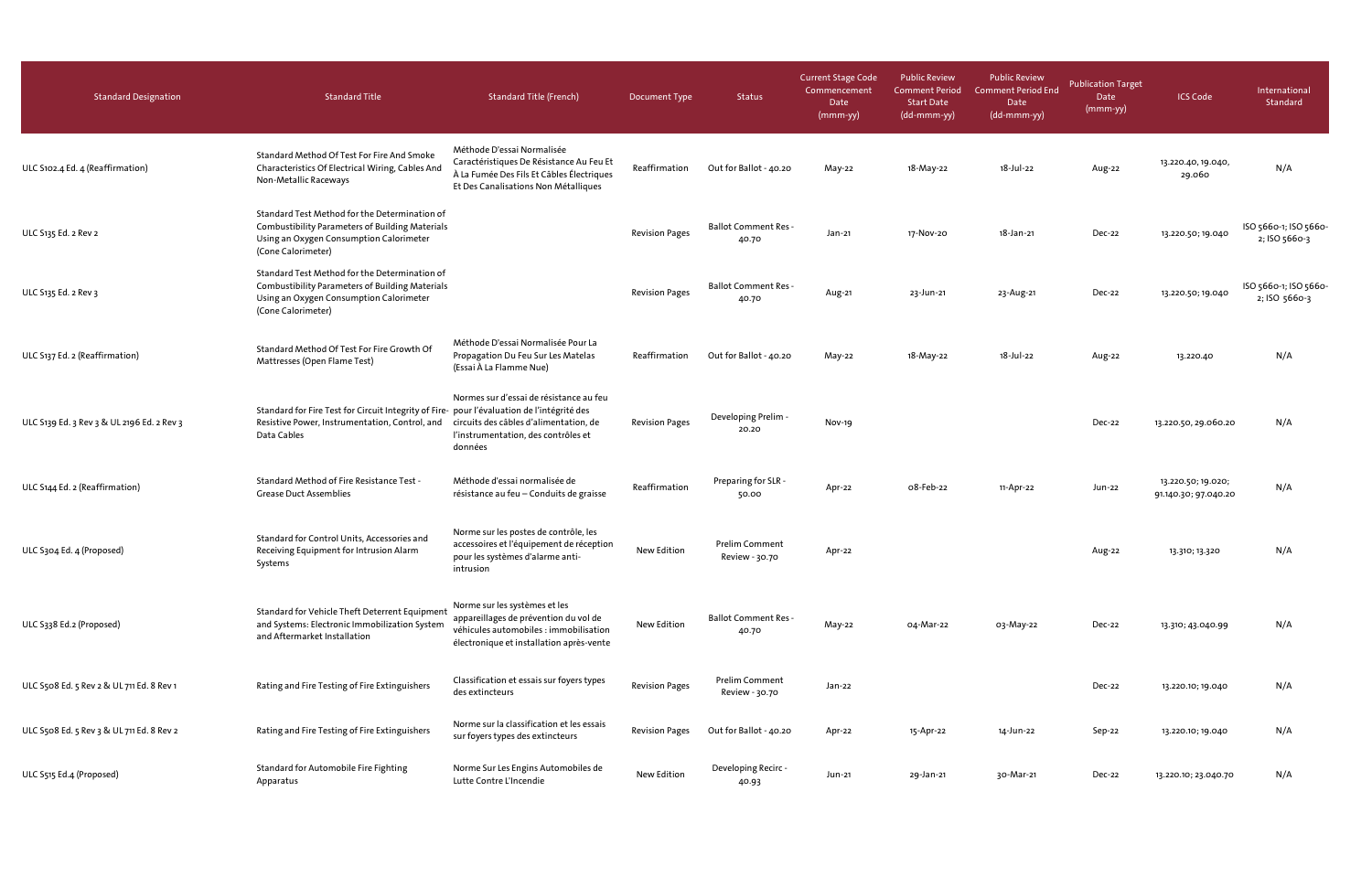| Standard Designation | Standard Title | Standard Title (French) | Document Type | Status | Current Stage Code Commencement Date (mmm-yy) | Public Review Comment Period Start Date (dd-mmm-yy) | Public Review Comment Period End Date (dd-mmm-yy) | Publication Target Date (mmm-yy) | ICS Code | International Standard |
|---|---|---|---|---|---|---|---|---|---|---|
| ULC S102.4 Ed. 4 (Reaffirmation) | Standard Method Of Test For Fire And Smoke Characteristics Of Electrical Wiring, Cables And Non-Metallic Raceways | Méthode D'essai Normalisée Caractéristiques De Résistance Au Feu Et À La Fumée Des Fils Et Câbles Électriques Et Des Canalisations Non Métalliques | Reaffirmation | Out for Ballot - 40.20 | May-22 | 18-May-22 | 18-Jul-22 | Aug-22 | 13.220.40, 19.040, 29.060 | N/A |
| ULC S135 Ed. 2 Rev 2 | Standard Test Method for the Determination of Combustibility Parameters of Building Materials Using an Oxygen Consumption Calorimeter (Cone Calorimeter) | | Revision Pages | Ballot Comment Res - 40.70 | Jan-21 | 17-Nov-20 | 18-Jan-21 | Dec-22 | 13.220.50; 19.040 | ISO 5660-1; ISO 5660-2; ISO 5660-3 |
| ULC S135 Ed. 2 Rev 3 | Standard Test Method for the Determination of Combustibility Parameters of Building Materials Using an Oxygen Consumption Calorimeter (Cone Calorimeter) | | Revision Pages | Ballot Comment Res - 40.70 | Aug-21 | 23-Jun-21 | 23-Aug-21 | Dec-22 | 13.220.50; 19.040 | ISO 5660-1; ISO 5660-2; ISO 5660-3 |
| ULC S137 Ed. 2 (Reaffirmation) | Standard Method Of Test For Fire Growth Of Mattresses (Open Flame Test) | Méthode D'essai Normalisée Pour La Propagation Du Feu Sur Les Matelas (Essai À La Flamme Nue) | Reaffirmation | Out for Ballot - 40.20 | May-22 | 18-May-22 | 18-Jul-22 | Aug-22 | 13.220.40 | N/A |
| ULC S139 Ed. 3 Rev 3 & UL 2196 Ed. 2 Rev 3 | Standard for Fire Test for Circuit Integrity of Fire-Resistive Power, Instrumentation, Control, and Data Cables | Normes sur d'essai de résistance au feu pour l'évaluation de l'intégrité des circuits des câbles d'alimentation, de l'instrumentation, des contrôles et données | Revision Pages | Developing Prelim - 20.20 | Nov-19 | | | Dec-22 | 13.220.50, 29.060.20 | N/A |
| ULC S144 Ed. 2 (Reaffirmation) | Standard Method of Fire Resistance Test - Grease Duct Assemblies | Méthode d'essai normalisée de résistance au feu – Conduits de graisse | Reaffirmation | Preparing for SLR - 50.00 | Apr-22 | 08-Feb-22 | 11-Apr-22 | Jun-22 | 13.220.50; 19.020; 91.140.30; 97.040.20 | N/A |
| ULC S304 Ed. 4 (Proposed) | Standard for Control Units, Accessories and Receiving Equipment for Intrusion Alarm Systems | Norme sur les postes de contrôle, les accessoires et l'équipement de réception pour les systèmes d'alarme anti-intrusion | New Edition | Prelim Comment Review - 30.70 | Apr-22 | | | Aug-22 | 13.310; 13.320 | N/A |
| ULC S338 Ed.2 (Proposed) | Standard for Vehicle Theft Deterrent Equipment and Systems: Electronic Immobilization System and Aftermarket Installation | Norme sur les systèmes et les appareillages de prévention du vol de véhicules automobiles : immobilisation électronique et installation après-vente | New Edition | Ballot Comment Res - 40.70 | May-22 | 04-Mar-22 | 03-May-22 | Dec-22 | 13.310; 43.040.99 | N/A |
| ULC S508 Ed. 5 Rev 2 & UL 711 Ed. 8 Rev 1 | Rating and Fire Testing of Fire Extinguishers | Classification et essais sur foyers types des extincteurs | Revision Pages | Prelim Comment Review - 30.70 | Jan-22 | | | Dec-22 | 13.220.10; 19.040 | N/A |
| ULC S508 Ed. 5 Rev 3 & UL 711 Ed. 8 Rev 2 | Rating and Fire Testing of Fire Extinguishers | Norme sur la classification et les essais sur foyers types des extincteurs | Revision Pages | Out for Ballot - 40.20 | Apr-22 | 15-Apr-22 | 14-Jun-22 | Sep-22 | 13.220.10; 19.040 | N/A |
| ULC S515 Ed.4 (Proposed) | Standard for Automobile Fire Fighting Apparatus | Norme Sur Les Engins Automobiles de Lutte Contre L'Incendie | New Edition | Developing Recirc - 40.93 | Jun-21 | 29-Jan-21 | 30-Mar-21 | Dec-22 | 13.220.10; 23.040.70 | N/A |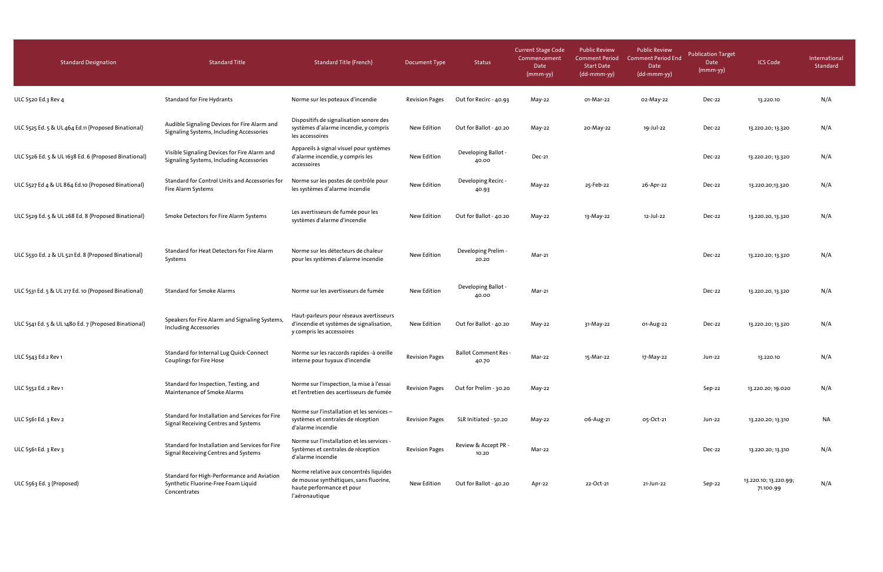| Standard Designation | Standard Title | Standard Title (French) | Document Type | Status | Current Stage Code Commencement Date (mmm-yy) | Public Review Comment Period Start Date (dd-mmm-yy) | Public Review Comment Period End Date (dd-mmm-yy) | Publication Target Date (mmm-yy) | ICS Code | International Standard |
|---|---|---|---|---|---|---|---|---|---|---|
| ULC S520 Ed.3 Rev 4 | Standard for Fire Hydrants | Norme sur les poteaux d'incendie | Revision Pages | Out for Recirc - 40.93 | May-22 | 01-Mar-22 | 02-May-22 | Dec-22 | 13.220.10 | N/A |
| ULC S525 Ed. 5 & UL 464 Ed.11 (Proposed Binational) | Audible Signaling Devices for Fire Alarm and Signaling Systems, Including Accessories | Dispositifs de signalisation sonore des systèmes d'alarme incendie, y compris les accessoires | New Edition | Out for Ballot - 40.20 | May-22 | 20-May-22 | 19-Jul-22 | Dec-22 | 13.220.20; 13.320 | N/A |
| ULC S526 Ed. 5 & UL 1638 Ed. 6 (Proposed Binational) | Visible Signaling Devices for Fire Alarm and Signaling Systems, Including Accessories | Appareils à signal visuel pour systèmes d'alarme incendie, y compris les accessoires | New Edition | Developing Ballot - 40.00 | Dec-21 | | | Dec-22 | 13.220.20; 13.320 | N/A |
| ULC S527 Ed 4 & UL 864 Ed.10 (Proposed Binational) | Standard for Control Units and Accessories for Fire Alarm Systems | Norme sur les postes de contrôle pour les systèmes d'alarme incendie | New Edition | Developing Recirc - 40.93 | May-22 | 25-Feb-22 | 26-Apr-22 | Dec-22 | 13.220.20;13.320 | N/A |
| ULC S529 Ed. 5 & UL 268 Ed. 8 (Proposed Binational) | Smoke Detectors for Fire Alarm Systems | Les avertisseurs de fumée pour les systèmes d'alarme d'incendie | New Edition | Out for Ballot - 40.20 | May-22 | 13-May-22 | 12-Jul-22 | Dec-22 | 13.220.20, 13.320 | N/A |
| ULC S530 Ed. 2 & UL 521 Ed. 8 (Proposed Binational) | Standard for Heat Detectors for Fire Alarm Systems | Norme sur les détecteurs de chaleur pour les systèmes d'alarme incendie | New Edition | Developing Prelim - 20.20 | Mar-21 | | | Dec-22 | 13.220.20; 13.320 | N/A |
| ULC S531 Ed. 5 & UL 217 Ed. 10 (Proposed Binational) | Standard for Smoke Alarms | Norme sur les avertisseurs de fumée | New Edition | Developing Ballot - 40.00 | Mar-21 | | | Dec-22 | 13.220.20, 13.320 | N/A |
| ULC S541 Ed. 5 & UL 1480 Ed. 7 (Proposed Binational) | Speakers for Fire Alarm and Signaling Systems, Including Accessories | Haut-parleurs pour réseaux avertisseurs d'incendie et systèmes de signalisation, y compris les accessoires | New Edition | Out for Ballot - 40.20 | May-22 | 31-May-22 | 01-Aug-22 | Dec-22 | 13.220.20; 13.320 | N/A |
| ULC S543 Ed.2 Rev 1 | Standard for Internal Lug Quick-Connect Couplings for Fire Hose | Norme sur les raccords rapides -à oreille interne pour tuyaux d'incendie | Revision Pages | Ballot Comment Res - 40.70 | Mar-22 | 15-Mar-22 | 17-May-22 | Jun-22 | 13.220.10 | N/A |
| ULC S552 Ed. 2 Rev 1 | Standard for Inspection, Testing, and Maintenance of Smoke Alarms | Norme sur l'inspection, la mise à l'essai et l'entretien des acertisseurs de fumée | Revision Pages | Out for Prelim - 30.20 | May-22 | | | Sep-22 | 13.220.20; 19.020 | N/A |
| ULC S561 Ed. 3 Rev 2 | Standard for Installation and Services for Fire Signal Receiving Centres and Systems | Norme sur l'installation et les services – systèmes et centrales de réception d'alarme incendie | Revision Pages | SLR Initiated - 50.20 | May-22 | 06-Aug-21 | 05-Oct-21 | Jun-22 | 13.220.20; 13.310 | NA |
| ULC S561 Ed. 3 Rev 3 | Standard for Installation and Services for Fire Signal Receiving Centres and Systems | Norme sur l'installation et les services - Systèmes et centrales de réception d'alarme incendie | Revision Pages | Review & Accept PR - 10.20 | Mar-22 | | | Dec-22 | 13.220.20; 13.310 | N/A |
| ULC S563 Ed. 3 (Proposed) | Standard for High-Performance and Aviation Synthetic Fluorine-Free Foam Liquid Concentrates | Norme relative aux concentrés liquides de mousse synthétiques, sans fluorine, haute performance et pour l'aéronautique | New Edition | Out for Ballot - 40.20 | Apr-22 | 22-Oct-21 | 21-Jun-22 | Sep-22 | 13.220.10; 13.220.99; 71.100.99 | N/A |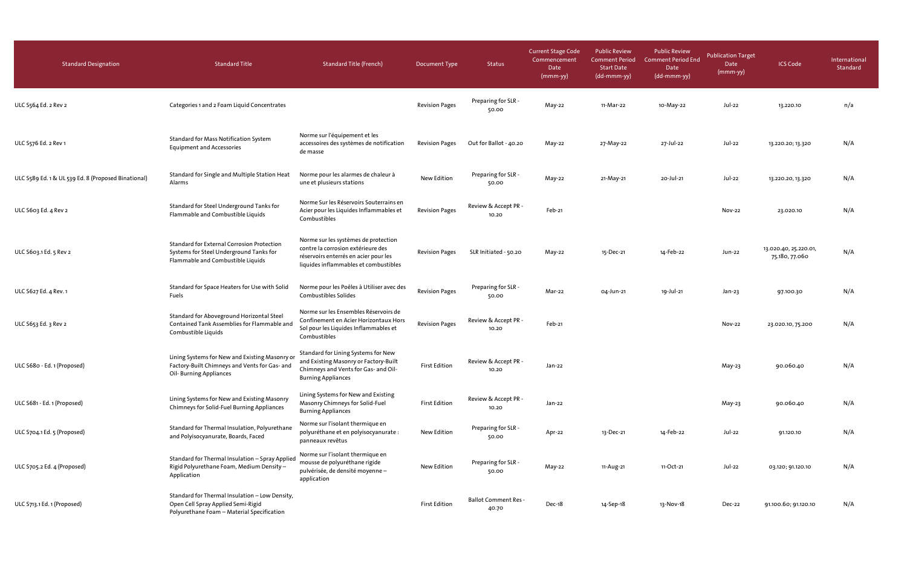| Standard Designation | Standard Title | Standard Title (French) | Document Type | Status | Current Stage Code Commencement Date (mmm-yy) | Public Review Comment Period Start Date (dd-mmm-yy) | Public Review Comment Period End Date (dd-mmm-yy) | Publication Target Date (mmm-yy) | ICS Code | International Standard |
|---|---|---|---|---|---|---|---|---|---|---|
| ULC S564 Ed. 2 Rev 2 | Categories 1 and 2 Foam Liquid Concentrates | | Revision Pages | Preparing for SLR - 50.00 | May-22 | 11-Mar-22 | 10-May-22 | Jul-22 | 13.220.10 | n/a |
| ULC S576 Ed. 2 Rev 1 | Standard for Mass Notification System Equipment and Accessories | Norme sur l'équipement et les accessoires des systèmes de notification de masse | Revision Pages | Out for Ballot - 40.20 | May-22 | 27-May-22 | 27-Jul-22 | Jul-22 | 13.220.20; 13.320 | N/A |
| ULC S589 Ed. 1 & UL 539 Ed. 8 (Proposed Binational) | Standard for Single and Multiple Station Heat Alarms | Norme pour les alarmes de chaleur à une et plusieurs stations | New Edition | Preparing for SLR - 50.00 | May-22 | 21-May-21 | 20-Jul-21 | Jul-22 | 13.220.20, 13.320 | N/A |
| ULC S603 Ed. 4 Rev 2 | Standard for Steel Underground Tanks for Flammable and Combustible Liquids | Norme Sur les Réservoirs Souterrains en Acier pour les Liquides Inflammables et Combustibles | Revision Pages | Review & Accept PR - 10.20 | Feb-21 | | | Nov-22 | 23.020.10 | N/A |
| ULC S603.1 Ed. 5 Rev 2 | Standard for External Corrosion Protection Systems for Steel Underground Tanks for Flammable and Combustible Liquids | Norme sur les systèmes de protection contre la corrosion extérieure des réservoirs enterrés en acier pour les liquides inflammables et combustibles | Revision Pages | SLR Initiated - 50.20 | May-22 | 15-Dec-21 | 14-Feb-22 | Jun-22 | 13.020.40, 25.220.01, 75.180, 77.060 | N/A |
| ULC S627 Ed. 4 Rev. 1 | Standard for Space Heaters for Use with Solid Fuels | Norme pour les Poêles à Utiliser avec des Combustibles Solides | Revision Pages | Preparing for SLR - 50.00 | Mar-22 | 04-Jun-21 | 19-Jul-21 | Jan-23 | 97.100.30 | N/A |
| ULC S653 Ed. 3 Rev 2 | Standard for Aboveground Horizontal Steel Contained Tank Assemblies for Flammable and Combustible Liquids | Norme sur les Ensembles Réservoirs de Confinement en Acier Horizontaux Hors Sol pour les Liquides Inflammables et Combustibles | Revision Pages | Review & Accept PR - 10.20 | Feb-21 | | | Nov-22 | 23.020.10, 75.200 | N/A |
| ULC S680 - Ed. 1 (Proposed) | Lining Systems for New and Existing Masonry or Factory-Built Chimneys and Vents for Gas- and Oil- Burning Appliances | Standard for Lining Systems for New and Existing Masonry or Factory-Built Chimneys and Vents for Gas- and Oil-Burning Appliances | First Edition | Review & Accept PR - 10.20 | Jan-22 | | | May-23 | 90.060.40 | N/A |
| ULC S681 - Ed. 1 (Proposed) | Lining Systems for New and Existing Masonry Chimneys for Solid-Fuel Burning Appliances | Lining Systems for New and Existing Masonry Chimneys for Solid-Fuel Burning Appliances | First Edition | Review & Accept PR - 10.20 | Jan-22 | | | May-23 | 90.060.40 | N/A |
| ULC S704.1 Ed. 5 (Proposed) | Standard for Thermal Insulation, Polyurethane and Polyisocyanurate, Boards, Faced | Norme sur l'isolant thermique en polyuréthane et en polyisocyanurate : panneaux revêtus | New Edition | Preparing for SLR - 50.00 | Apr-22 | 13-Dec-21 | 14-Feb-22 | Jul-22 | 91.120.10 | N/A |
| ULC S705.2 Ed. 4 (Proposed) | Standard for Thermal Insulation – Spray Applied Rigid Polyurethane Foam, Medium Density – Application | Norme sur l'isolant thermique en mousse de polyuréthane rigide pulvérisée, de densité moyenne – application | New Edition | Preparing for SLR - 50.00 | May-22 | 11-Aug-21 | 11-Oct-21 | Jul-22 | 03.120; 91.120.10 | N/A |
| ULC S713.1 Ed. 1 (Proposed) | Standard for Thermal Insulation – Low Density, Open Cell Spray Applied Semi-Rigid Polyurethane Foam – Material Specification | | First Edition | Ballot Comment Res - 40.70 | Dec-18 | 14-Sep-18 | 13-Nov-18 | Dec-22 | 91.100.60; 91.120.10 | N/A |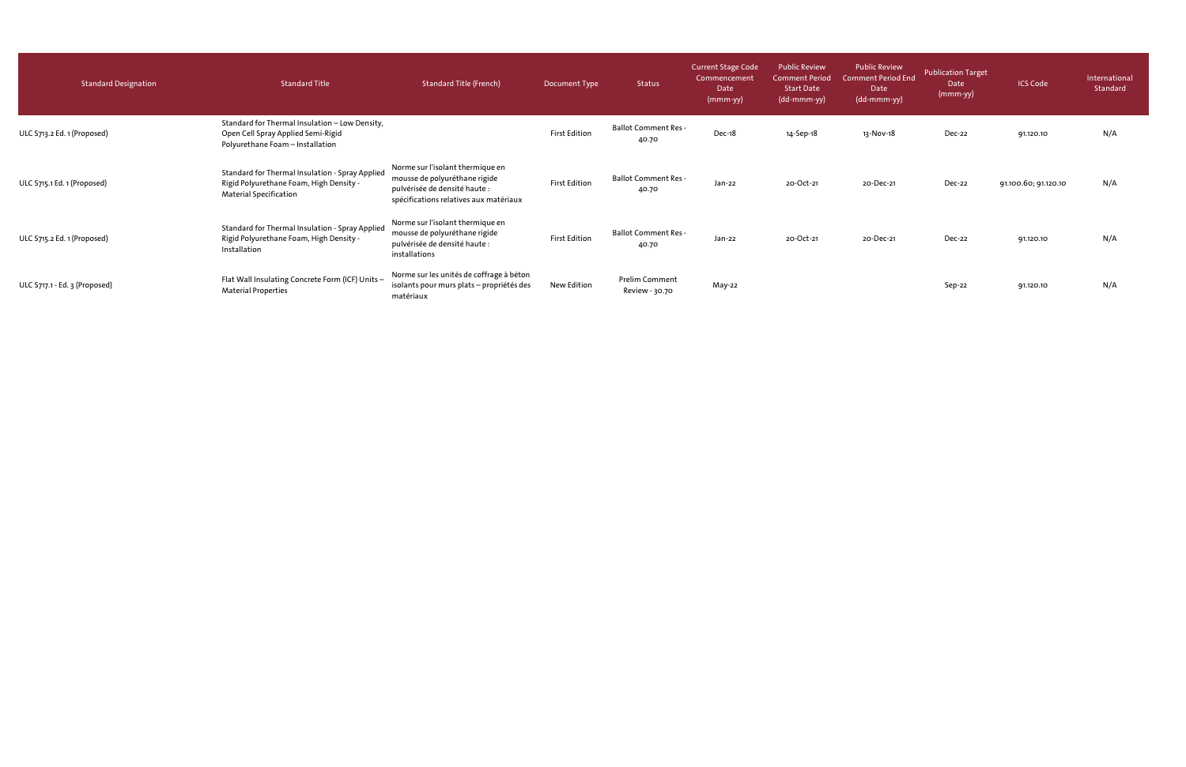| Standard Designation | Standard Title | Standard Title (French) | Document Type | Status | Current Stage Code Commencement Date (mmm-yy) | Public Review Comment Period Start Date (dd-mmm-yy) | Public Review Comment Period End Date (dd-mmm-yy) | Publication Target Date (mmm-yy) | ICS Code | International Standard |
|---|---|---|---|---|---|---|---|---|---|---|
| ULC S713.2 Ed. 1 (Proposed) | Standard for Thermal Insulation – Low Density, Open Cell Spray Applied Semi-Rigid Polyurethane Foam – Installation | | First Edition | Ballot Comment Res - 40.70 | Dec-18 | 14-Sep-18 | 13-Nov-18 | Dec-22 | 91.120.10 | N/A |
| ULC S715.1 Ed. 1 (Proposed) | Standard for Thermal Insulation - Spray Applied Rigid Polyurethane Foam, High Density - Material Specification | Norme sur l'isolant thermique en mousse de polyuréthane rigide pulvérisée de densité haute : spécifications relatives aux matériaux | First Edition | Ballot Comment Res - 40.70 | Jan-22 | 20-Oct-21 | 20-Dec-21 | Dec-22 | 91.100.60; 91.120.10 | N/A |
| ULC S715.2 Ed. 1 (Proposed) | Standard for Thermal Insulation - Spray Applied Rigid Polyurethane Foam, High Density - Installation | Norme sur l'isolant thermique en mousse de polyuréthane rigide pulvérisée de densité haute : installations | First Edition | Ballot Comment Res - 40.70 | Jan-22 | 20-Oct-21 | 20-Dec-21 | Dec-22 | 91.120.10 | N/A |
| ULC S717.1 - Ed. 3 (Proposed) | Flat Wall Insulating Concrete Form (ICF) Units – Material Properties | Norme sur les unités de coffrage à béton isolants pour murs plats – propriétés des matériaux | New Edition | Prelim Comment Review - 30.70 | May-22 | | | Sep-22 | 91.120.10 | N/A |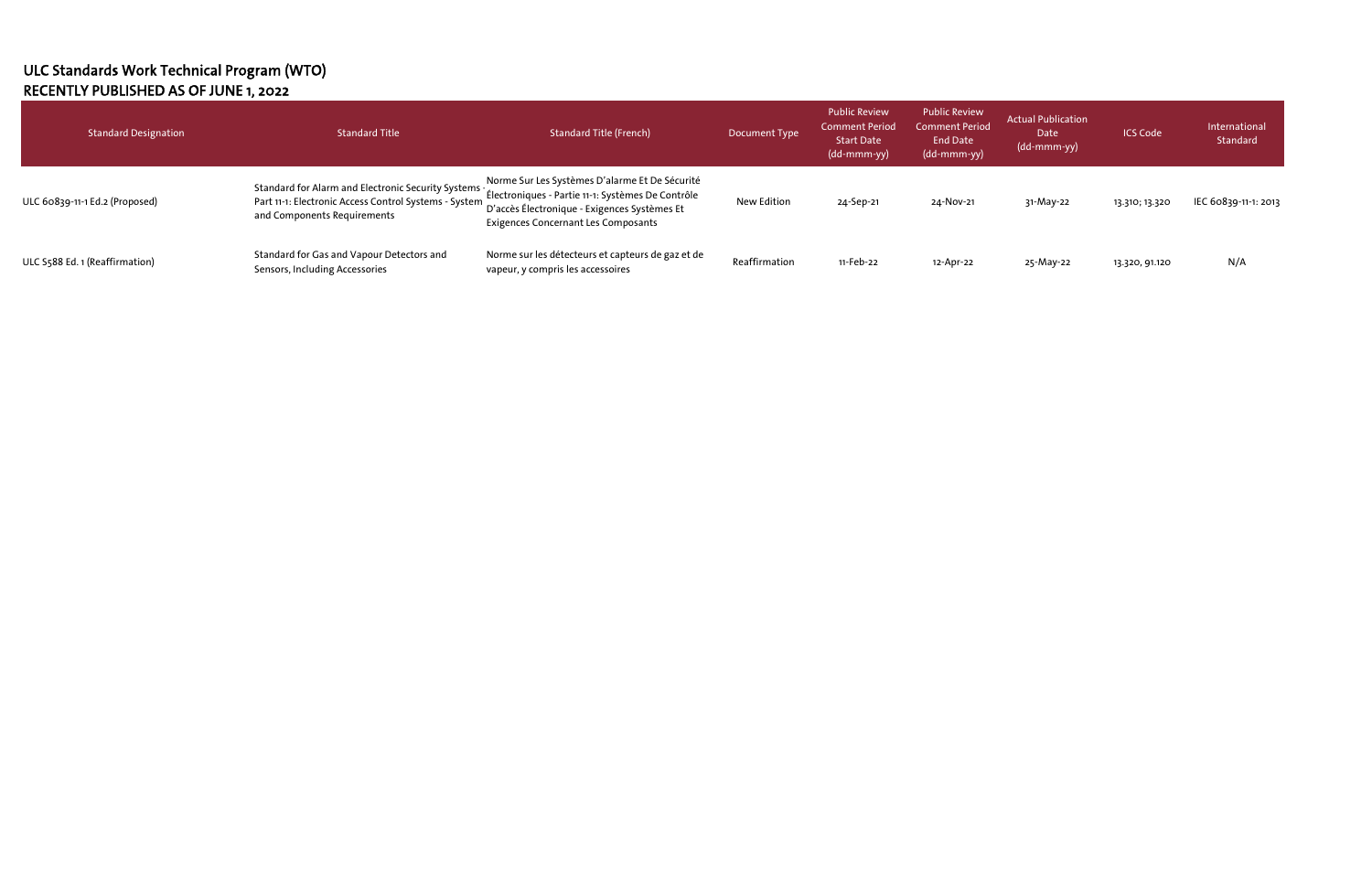# ULC Standards Work Technical Program (WTO)
## RECENTLY PUBLISHED AS OF JUNE 1, 2022

| Standard Designation | Standard Title | Standard Title (French) | Document Type | Public Review Comment Period Start Date (dd-mmm-yy) | Public Review Comment Period End Date (dd-mmm-yy) | Actual Publication Date (dd-mmm-yy) | ICS Code | International Standard |
|---|---|---|---|---|---|---|---|---|
| ULC 60839-11-1 Ed.2 (Proposed) | Standard for Alarm and Electronic Security Systems - Part 11-1: Electronic Access Control Systems - System and Components Requirements | Norme Sur Les Systèmes D'alarme Et De Sécurité Électroniques - Partie 11-1: Systèmes De Contrôle D'accès Électronique - Exigences Systèmes Et Exigences Concernant Les Composants | New Edition | 24-Sep-21 | 24-Nov-21 | 31-May-22 | 13.310; 13.320 | IEC 60839-11-1: 2013 |
| ULC S588 Ed. 1 (Reaffirmation) | Standard for Gas and Vapour Detectors and Sensors, Including Accessories | Norme sur les détecteurs et capteurs de gaz et de vapeur, y compris les accessoires | Reaffirmation | 11-Feb-22 | 12-Apr-22 | 25-May-22 | 13.320, 91.120 | N/A |